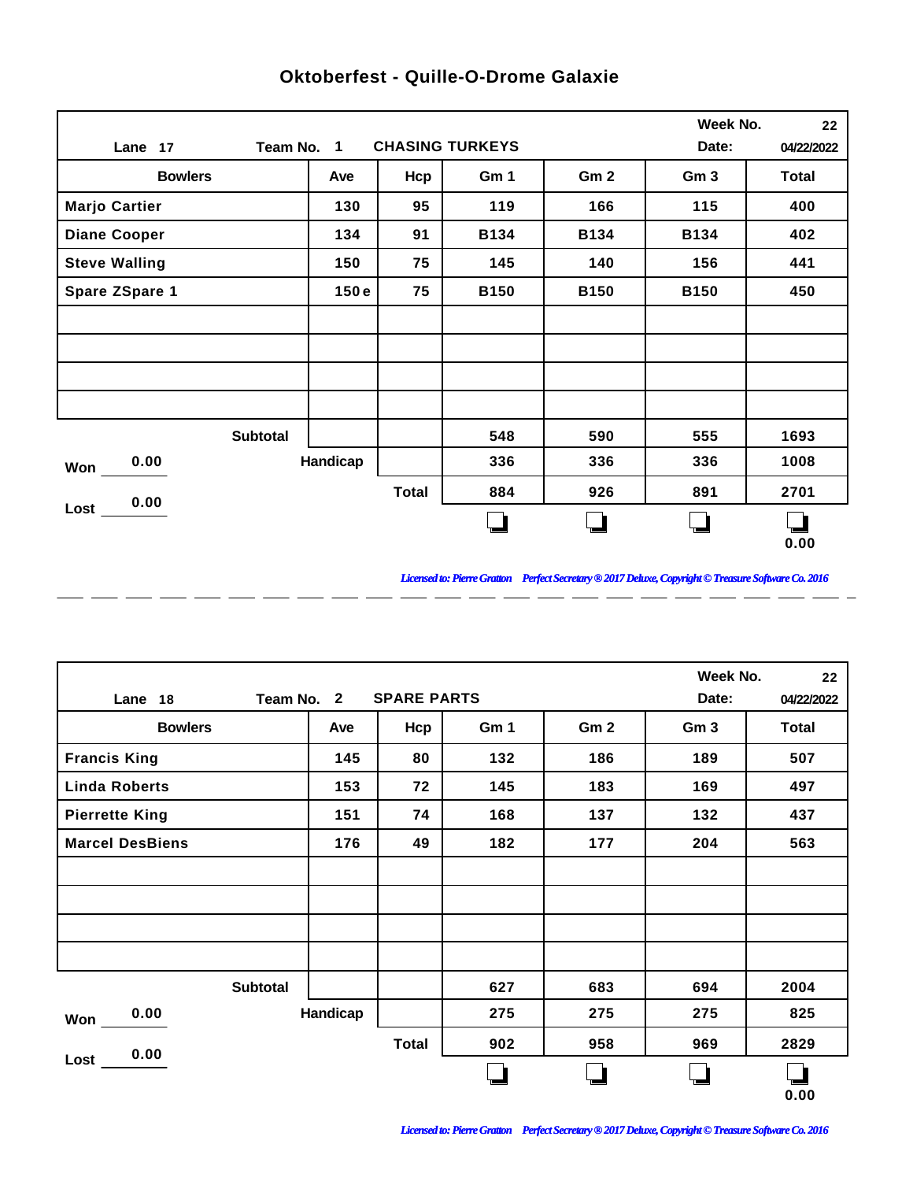# Oktoberfest - Quille-O-Drome Galaxie

Lane 17 | Team No. 1 CHASING TURKEYS | Week No. 22 | Date: 04/22/2022

| Bowlers | Ave | Hcp | Gm 1 | Gm 2 | Gm 3 | Total |
|---|---|---|---|---|---|---|
| Marjo Cartier | 130 | 95 | 119 | 166 | 115 | 400 |
| Diane Cooper | 134 | 91 | B134 | B134 | B134 | 402 |
| Steve Walling | 150 | 75 | 145 | 140 | 156 | 441 |
| Spare ZSpare 1 | 150 e | 75 | B150 | B150 | B150 | 450 |
| | | | | | | |
| | | | | | | |
| | | | | | | |
| | | | | | | |
| Subtotal | | | 548 | 590 | 555 | 1693 |
| Handicap | | | 336 | 336 | 336 | 1008 |
| Total | | | 884 | 926 | 891 | 2701 |
| | | | ❏ | ❏ | ❏ | ❏ 0.00 |

Won 0.00

Lost 0.00

*Licensed to: Pierre Gratton Perfect Secretary ® 2017 Deluxe, Copyright © Treasure Software Co. 2016*

---

Lane 18 | Team No. 2 SPARE PARTS | Week No. 22 | Date: 04/22/2022

| Bowlers | Ave | Hcp | Gm 1 | Gm 2 | Gm 3 | Total |
|---|---|---|---|---|---|---|
| Francis King | 145 | 80 | 132 | 186 | 189 | 507 |
| Linda Roberts | 153 | 72 | 145 | 183 | 169 | 497 |
| Pierrette King | 151 | 74 | 168 | 137 | 132 | 437 |
| Marcel DesBiens | 176 | 49 | 182 | 177 | 204 | 563 |
| | | | | | | |
| | | | | | | |
| | | | | | | |
| | | | | | | |
| Subtotal | | | 627 | 683 | 694 | 2004 |
| Handicap | | | 275 | 275 | 275 | 825 |
| Total | | | 902 | 958 | 969 | 2829 |
| | | | ❏ | ❏ | ❏ | ❏ 0.00 |

Won 0.00

Lost 0.00

*Licensed to: Pierre Gratton Perfect Secretary ® 2017 Deluxe, Copyright © Treasure Software Co. 2016*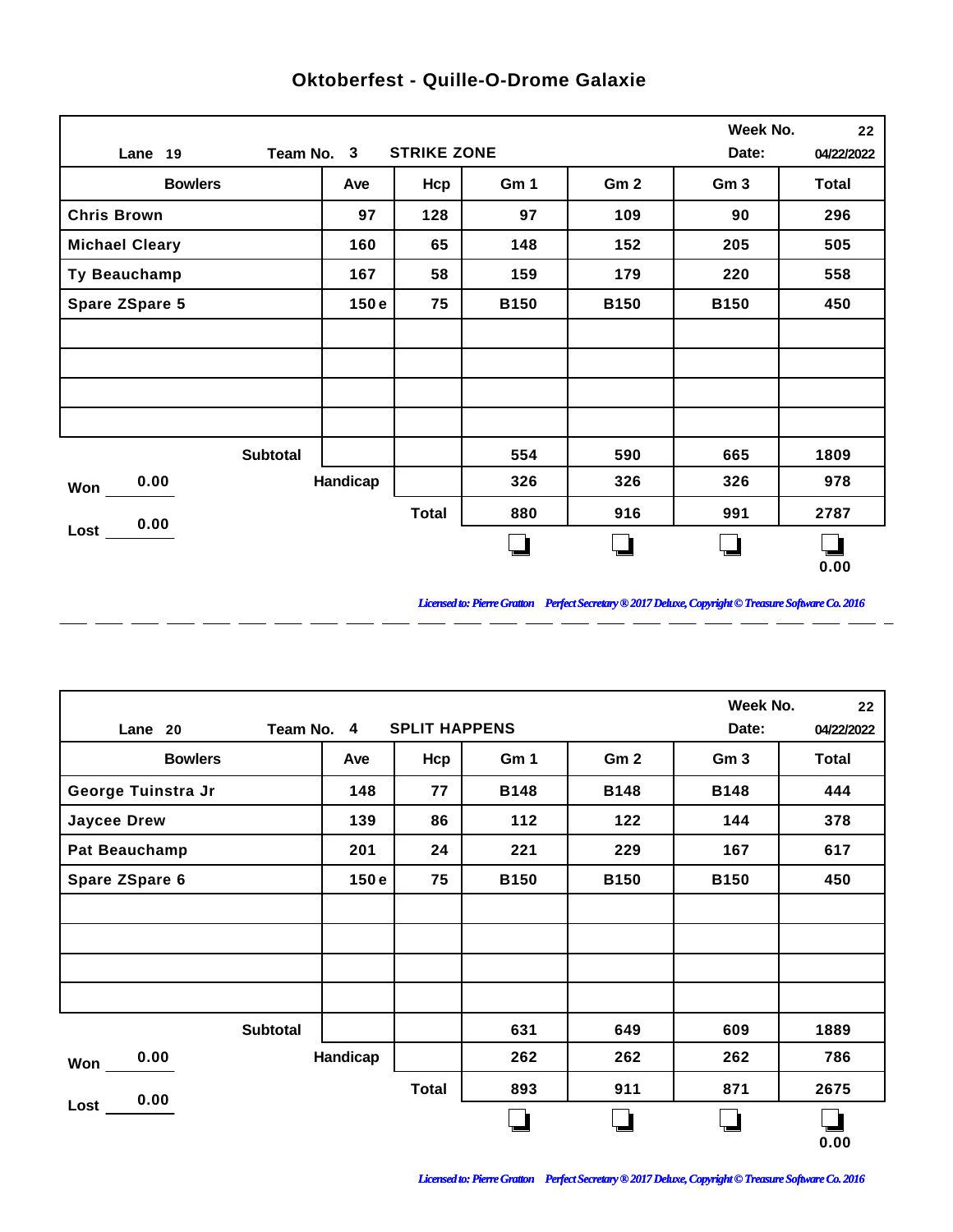## Oktoberfest - Quille-O-Drome Galaxie

Lane 19 | Team No. 3 STRIKE ZONE | Week No. 22 | Date: 04/22/2022

| Bowlers | Ave | Hcp | Gm 1 | Gm 2 | Gm 3 | Total |
|---|---|---|---|---|---|---|
| Chris Brown | 97 | 128 | 97 | 109 | 90 | 296 |
| Michael Cleary | 160 | 65 | 148 | 152 | 205 | 505 |
| Ty Beauchamp | 167 | 58 | 159 | 179 | 220 | 558 |
| Spare ZSpare 5 | 150 e | 75 | B150 | B150 | B150 | 450 |
| | | | | | | |
| | | | | | | |
| | | | | | | |
| | | | | | | |
| Subtotal | | | 554 | 590 | 665 | 1809 |
| Handicap | | | 326 | 326 | 326 | 978 |
| Total | | | 880 | 916 | 991 | 2787 |

Won 0.00

Lost 0.00

☐ ☐ ☐ ☐ 0.00

*Licensed to: Pierre Gratton Perfect Secretary ® 2017 Deluxe, Copyright © Treasure Software Co. 2016*

---

Lane 20 | Team No. 4 SPLIT HAPPENS | Week No. 22 | Date: 04/22/2022

| Bowlers | Ave | Hcp | Gm 1 | Gm 2 | Gm 3 | Total |
|---|---|---|---|---|---|---|
| George Tuinstra Jr | 148 | 77 | B148 | B148 | B148 | 444 |
| Jaycee Drew | 139 | 86 | 112 | 122 | 144 | 378 |
| Pat Beauchamp | 201 | 24 | 221 | 229 | 167 | 617 |
| Spare ZSpare 6 | 150 e | 75 | B150 | B150 | B150 | 450 |
| | | | | | | |
| | | | | | | |
| | | | | | | |
| | | | | | | |
| Subtotal | | | 631 | 649 | 609 | 1889 |
| Handicap | | | 262 | 262 | 262 | 786 |
| Total | | | 893 | 911 | 871 | 2675 |

Won 0.00

Lost 0.00

☐ ☐ ☐ ☐ 0.00

*Licensed to: Pierre Gratton Perfect Secretary ® 2017 Deluxe, Copyright © Treasure Software Co. 2016*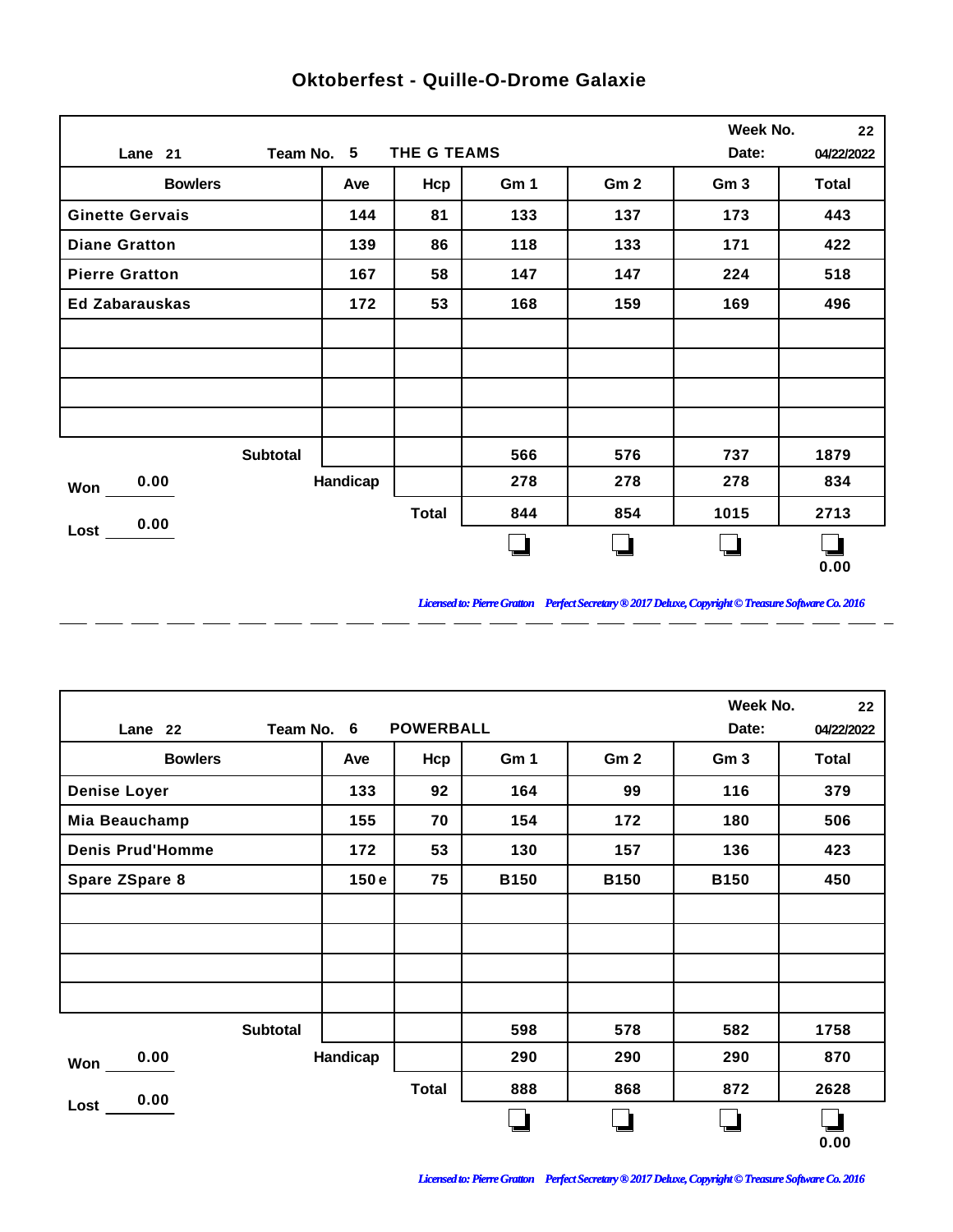# Oktoberfest - Quille-O-Drome Galaxie

| Lane 21 | Team No. 5 | THE G TEAMS | | | Week No. / Date: | 22 / 04/22/2022 |
|---|---|---|---|---|---|---|
| **Bowlers** | **Ave** | **Hcp** | **Gm 1** | **Gm 2** | **Gm 3** | **Total** |
| Ginette Gervais | 144 | 81 | 133 | 137 | 173 | 443 |
| Diane Gratton | 139 | 86 | 118 | 133 | 171 | 422 |
| Pierre Gratton | 167 | 58 | 147 | 147 | 224 | 518 |
| Ed Zabarauskas | 172 | 53 | 168 | 159 | 169 | 496 |
| | | | | | | |
| | | | | | | |
| | | | | | | |
| | | | | | | |
| Subtotal | | | 566 | 576 | 737 | 1879 |
| Won 0.00 | Handicap | | 278 | 278 | 278 | 834 |
| Lost 0.00 | | Total | 844 | 854 | 1015 | 2713 |
| | | | ❏ | ❏ | ❏ | ❏ 0.00 |

*Licensed to: Pierre Gratton Perfect Secretary ® 2017 Deluxe, Copyright © Treasure Software Co. 2016*

| Lane 22 | Team No. 6 | POWERBALL | | | Week No. / Date: | 22 / 04/22/2022 |
|---|---|---|---|---|---|---|
| **Bowlers** | **Ave** | **Hcp** | **Gm 1** | **Gm 2** | **Gm 3** | **Total** |
| Denise Loyer | 133 | 92 | 164 | 99 | 116 | 379 |
| Mia Beauchamp | 155 | 70 | 154 | 172 | 180 | 506 |
| Denis Prud'Homme | 172 | 53 | 130 | 157 | 136 | 423 |
| Spare ZSpare 8 | 150 e | 75 | B150 | B150 | B150 | 450 |
| | | | | | | |
| | | | | | | |
| | | | | | | |
| | | | | | | |
| Subtotal | | | 598 | 578 | 582 | 1758 |
| Won 0.00 | Handicap | | 290 | 290 | 290 | 870 |
| Lost 0.00 | | Total | 888 | 868 | 872 | 2628 |
| | | | ❏ | ❏ | ❏ | ❏ 0.00 |

*Licensed to: Pierre Gratton Perfect Secretary ® 2017 Deluxe, Copyright © Treasure Software Co. 2016*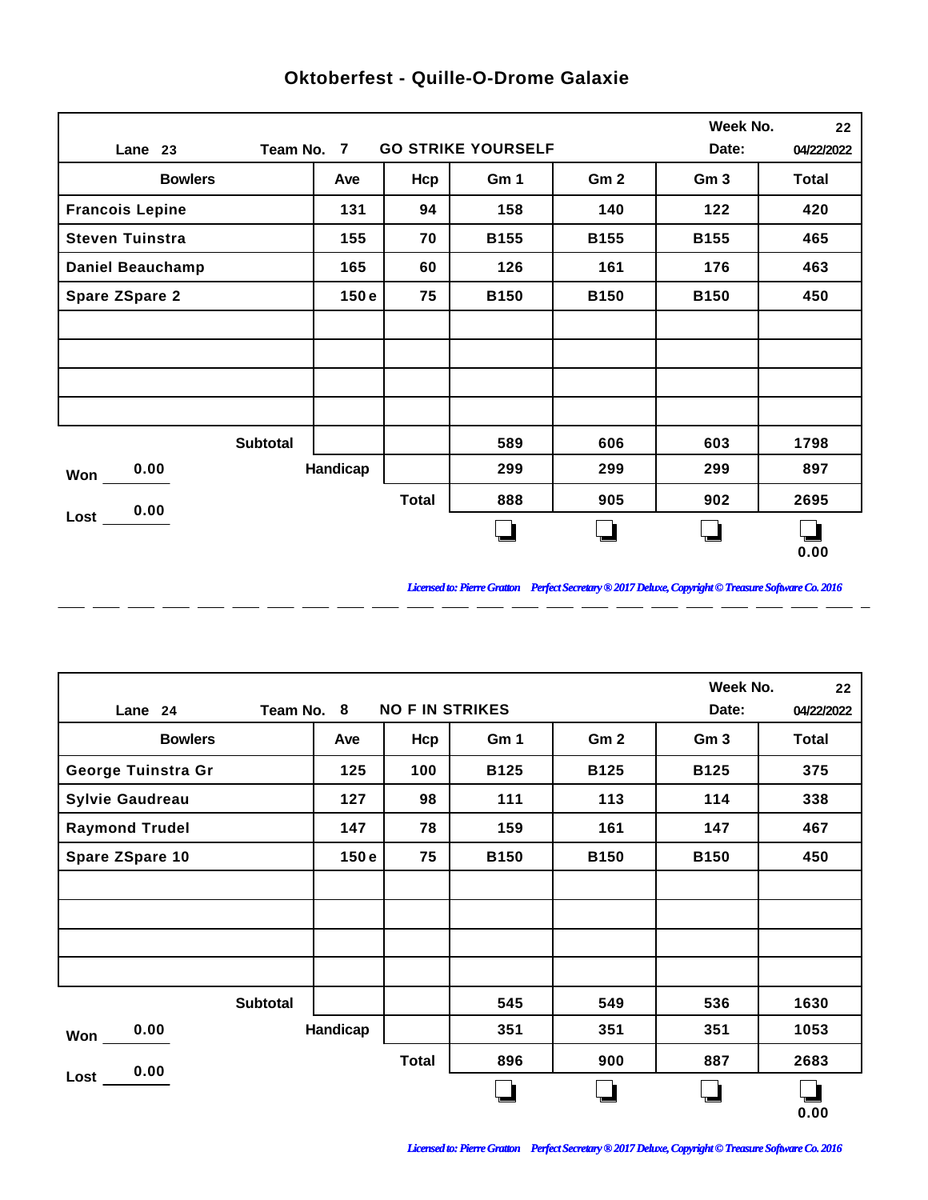## Oktoberfest - Quille-O-Drome Galaxie

Lane 23 | Team No. 7 | GO STRIKE YOURSELF | Week No. 22 | Date: 04/22/2022

| Bowlers | Ave | Hcp | Gm 1 | Gm 2 | Gm 3 | Total |
|---|---|---|---|---|---|---|
| Francois Lepine | 131 | 94 | 158 | 140 | 122 | 420 |
| Steven Tuinstra | 155 | 70 | B155 | B155 | B155 | 465 |
| Daniel Beauchamp | 165 | 60 | 126 | 161 | 176 | 463 |
| Spare ZSpare 2 | 150 e | 75 | B150 | B150 | B150 | 450 |
| | | | | | | |
| | | | | | | |
| | | | | | | |
| | | | | | | |
| Subtotal | | | 589 | 606 | 603 | 1798 |
| Handicap | | | 299 | 299 | 299 | 897 |
| Total | | | 888 | 905 | 902 | 2695 |
| | | | | | | 0.00 |

Won 0.00

Lost 0.00

*Licensed to: Pierre Gratton Perfect Secretary ® 2017 Deluxe, Copyright © Treasure Software Co. 2016*

Lane 24 | Team No. 8 | NO F IN STRIKES | Week No. 22 | Date: 04/22/2022

| Bowlers | Ave | Hcp | Gm 1 | Gm 2 | Gm 3 | Total |
|---|---|---|---|---|---|---|
| George Tuinstra Gr | 125 | 100 | B125 | B125 | B125 | 375 |
| Sylvie Gaudreau | 127 | 98 | 111 | 113 | 114 | 338 |
| Raymond Trudel | 147 | 78 | 159 | 161 | 147 | 467 |
| Spare ZSpare 10 | 150 e | 75 | B150 | B150 | B150 | 450 |
| | | | | | | |
| | | | | | | |
| | | | | | | |
| | | | | | | |
| Subtotal | | | 545 | 549 | 536 | 1630 |
| Handicap | | | 351 | 351 | 351 | 1053 |
| Total | | | 896 | 900 | 887 | 2683 |
| | | | | | | 0.00 |

Won 0.00

Lost 0.00

*Licensed to: Pierre Gratton Perfect Secretary ® 2017 Deluxe, Copyright © Treasure Software Co. 2016*